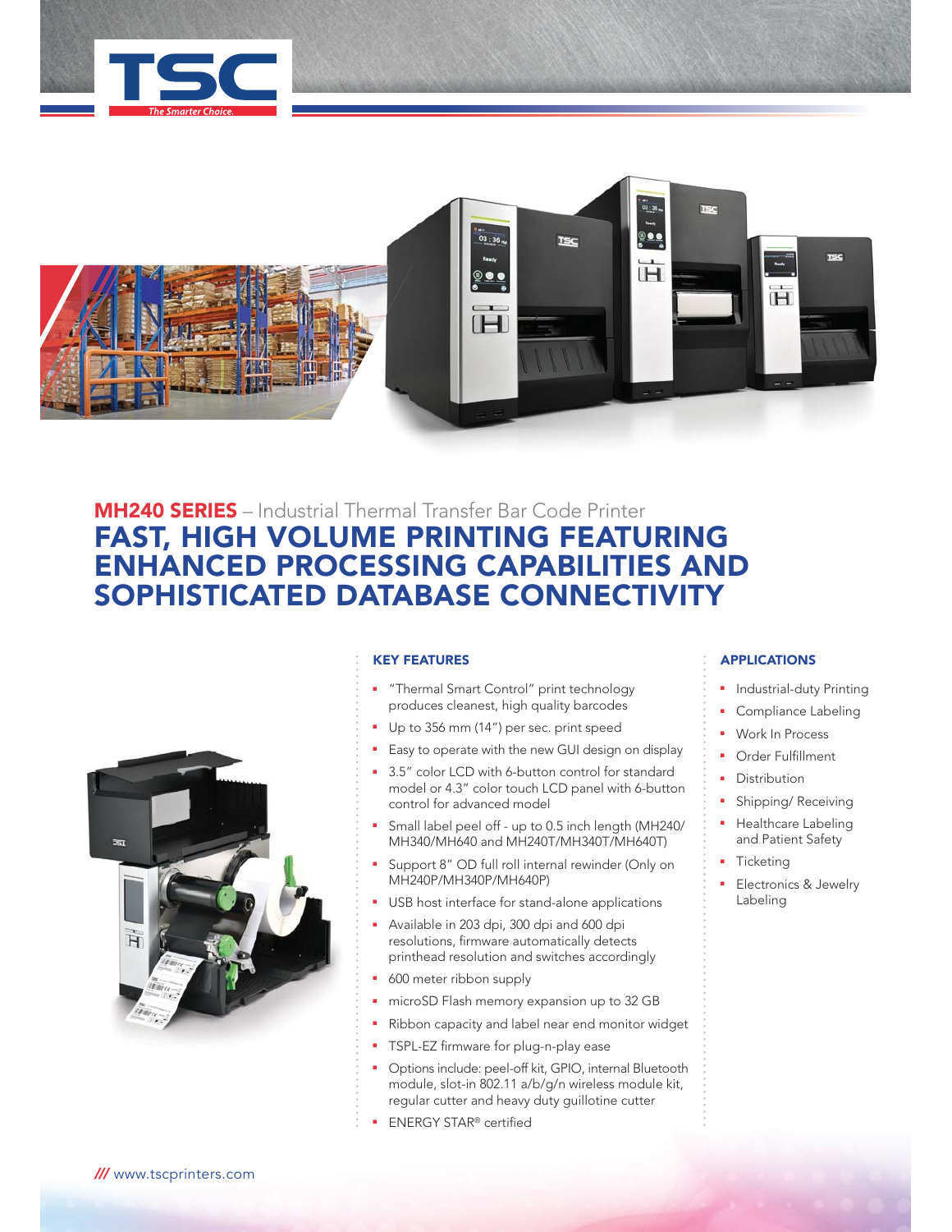# MH240 SERIES – Industrial Thermal Transfer Bar Code Printer

## FAST, HIGH VOLUME PRINTING FEATURING ENHANCED PROCESSING CAPABILITIES AND SOPHISTICATED DATABASE CONNECTIVITY

### KEY FEATURES

- "Thermal Smart Control" print technology produces cleanest, high quality barcodes
- Up to 356 mm (14") per sec. print speed
- Easy to operate with the new GUI design on display
- 3.5" color LCD with 6-button control for standard model or 4.3" color touch LCD panel with 6-button control for advanced model
- Small label peel off - up to 0.5 inch length (MH240/ MH340/MH640 and MH240T/MH340T/MH640T)
- Support 8" OD full roll internal rewinder (Only on MH240P/MH340P/MH640P)
- USB host interface for stand-alone applications
- Available in 203 dpi, 300 dpi and 600 dpi resolutions, firmware automatically detects printhead resolution and switches accordingly
- 600 meter ribbon supply
- microSD Flash memory expansion up to 32 GB
- Ribbon capacity and label near end monitor widget
- TSPL-EZ firmware for plug-n-play ease
- Options include: peel-off kit, GPIO, internal Bluetooth module, slot-in 802.11 a/b/g/n wireless module kit, regular cutter and heavy duty guillotine cutter
- ENERGY STAR® certified

### APPLICATIONS

- Industrial-duty Printing
- Compliance Labeling
- Work In Process
- Order Fulfillment
- Distribution
- Shipping/ Receiving
- Healthcare Labeling and Patient Safety
- Ticketing
- Electronics & Jewelry Labeling

/// www.tscprinters.com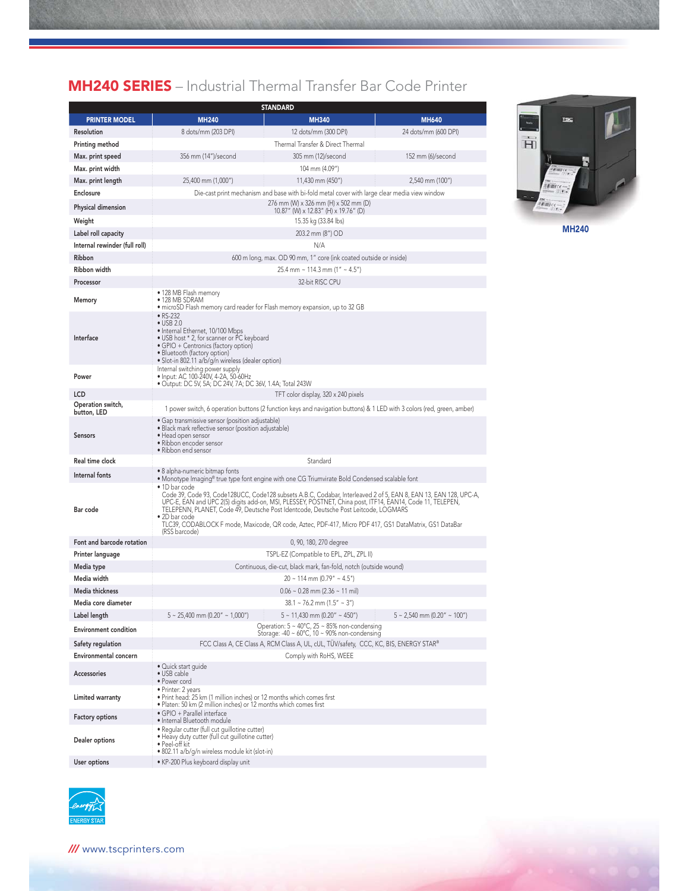## MH240 SERIES – Industrial Thermal Transfer Bar Code Printer

| STANDARD | | | |
|---|---|---|---|
| **PRINTER MODEL** | **MH240** | **MH340** | **MH640** |
| Resolution | 8 dots/mm (203 DPI) | 12 dots/mm (300 DPI) | 24 dots/mm (600 DPI) |
| Printing method | Thermal Transfer & Direct Thermal | | |
| Max. print speed | 356 mm (14")/second | 305 mm (12)/second | 152 mm (6)/second |
| Max. print width | 104 mm (4.09") | | |
| Max. print length | 25,400 mm (1,000") | 11,430 mm (450") | 2,540 mm (100") |
| Enclosure | Die-cast print mechanism and base with bi-fold metal cover with large clear media view window | | |
| Physical dimension | 276 mm (W) x 326 mm (H) x 502 mm (D)<br>10.87" (W) x 12.83" (H) x 19.76" (D) | | |
| Weight | 15.35 kg (33.84 lbs) | | |
| Label roll capacity | 203.2 mm (8") OD | | |
| Internal rewinder (full roll) | N/A | | |
| Ribbon | 600 m long, max. OD 90 mm, 1" core (ink coated outside or inside) | | |
| Ribbon width | 25.4 mm ~ 114.3 mm (1" ~ 4.5") | | |
| Processor | 32-bit RISC CPU | | |
| Memory | • 128 MB Flash memory<br>• 128 MB SDRAM<br>• microSD Flash memory card reader for Flash memory expansion, up to 32 GB | | |
| Interface | • RS-232<br>• USB 2.0<br>• Internal Ethernet, 10/100 Mbps<br>• USB host * 2, for scanner or PC keyboard<br>• GPIO + Centronics (factory option)<br>• Bluetooth (factory option)<br>• Slot-in 802.11 a/b/g/n wireless (dealer option) | | |
| Power | Internal switching power supply<br>• Input: AC 100-240V, 4-2A, 50-60Hz<br>• Output: DC 5V, 5A; DC 24V, 7A; DC 36V, 1.4A; Total 243W | | |
| LCD | TFT color display, 320 x 240 pixels | | |
| Operation switch, button, LED | 1 power switch, 6 operation buttons (2 function keys and navigation buttons) & 1 LED with 3 colors (red, green, amber) | | |
| Sensors | • Gap transmissive sensor (position adjustable)<br>• Black mark reflective sensor (position adjustable)<br>• Head open sensor<br>• Ribbon encoder sensor<br>• Ribbon end sensor | | |
| Real time clock | Standard | | |
| Internal fonts | • 8 alpha-numeric bitmap fonts<br>• Monotype Imaging® true type font engine with one CG Triumvirate Bold Condensed scalable font | | |
| Bar code | • 1D bar code<br>Code 39, Code 93, Code128UCC, Code128 subsets A.B.C, Codabar, Interleaved 2 of 5, EAN 8, EAN 13, EAN 128, UPC-A, UPC-E, EAN and UPC 2(5) digits add-on, MSI, PLESSEY, POSTNET, China post, ITF14, EAN14, Code 11, TELEPEN, TELEPENN, PLANET, Code 49, Deutsche Post Identcode, Deutsche Post Leitcode, LOGMARS<br>• 2D bar code<br>TLC39, CODABLOCK F mode, Maxicode, QR code, Aztec, PDF-417, Micro PDF 417, GS1 DataMatrix, GS1 DataBar (RSS barcode) | | |
| Font and barcode rotation | 0, 90, 180, 270 degree | | |
| Printer language | TSPL-EZ (Compatible to EPL, ZPL, ZPL II) | | |
| Media type | Continuous, die-cut, black mark, fan-fold, notch (outside wound) | | |
| Media width | 20 ~ 114 mm (0.79" ~ 4.5") | | |
| Media thickness | 0.06 ~ 0.28 mm (2.36 ~ 11 mil) | | |
| Media core diameter | 38.1 ~ 76.2 mm (1.5" ~ 3") | | |
| Label length | 5 ~ 25,400 mm (0.20" ~ 1,000") | 5 ~ 11,430 mm (0.20" ~ 450") | 5 ~ 2,540 mm (0.20" ~ 100") |
| Environment condition | Operation: 5 ~ 40°C, 25 ~ 85% non-condensing<br>Storage: -40 ~ 60°C, 10 ~ 90% non-condensing | | |
| Safety regulation | FCC Class A, CE Class A, RCM Class A, UL, cUL, TÜV/safety, CCC, KC, BIS, ENERGY STAR® | | |
| Environmental concern | Comply with RoHS, WEEE | | |
| Accessories | • Quick start guide<br>• USB cable<br>• Power cord | | |
| Limited warranty | • Printer: 2 years<br>• Print head: 25 km (1 million inches) or 12 months which comes first<br>• Platen: 50 km (2 million inches) or 12 months which comes first | | |
| Factory options | • GPIO + Parallel interface<br>• Internal Bluetooth module | | |
| Dealer options | • Regular cutter (full cut guillotine cutter)<br>• Heavy duty cutter (full cut guillotine cutter)<br>• Peel-off kit<br>• 802.11 a/b/g/n wireless module kit (slot-in) | | |
| User options | • KP-200 Plus keyboard display unit | | |

MH240

ENERGY STAR

/// www.tscprinters.com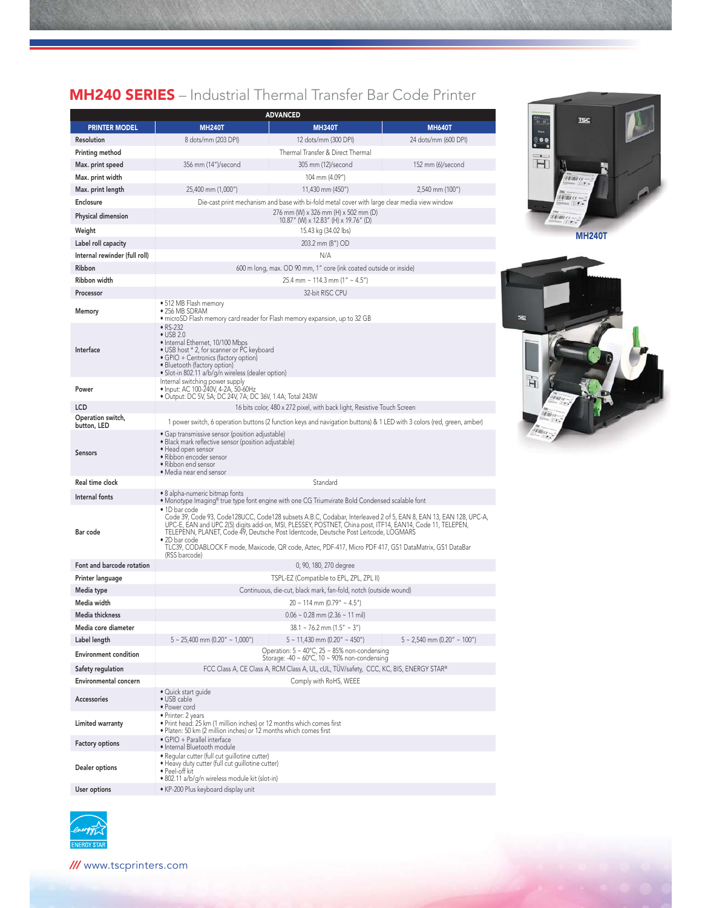## MH240 SERIES – Industrial Thermal Transfer Bar Code Printer

| ADVANCED | | | |
|---|---|---|---|
| **PRINTER MODEL** | **MH240T** | **MH340T** | **MH640T** |
| Resolution | 8 dots/mm (203 DPI) | 12 dots/mm (300 DPI) | 24 dots/mm (600 DPI) |
| Printing method | Thermal Transfer & Direct Thermal | | |
| Max. print speed | 356 mm (14")/second | 305 mm (12)/second | 152 mm (6)/second |
| Max. print width | 104 mm (4.09") | | |
| Max. print length | 25,400 mm (1,000") | 11,430 mm (450") | 2,540 mm (100") |
| Enclosure | Die-cast print mechanism and base with bi-fold metal cover with large clear media view window | | |
| Physical dimension | 276 mm (W) x 326 mm (H) x 502 mm (D)<br>10.87" (W) x 12.83" (H) x 19.76" (D) | | |
| Weight | 15.43 kg (34.02 lbs) | | |
| Label roll capacity | 203.2 mm (8") OD | | |
| Internal rewinder (full roll) | N/A | | |
| Ribbon | 600 m long, max. OD 90 mm, 1" core (ink coated outside or inside) | | |
| Ribbon width | 25.4 mm ~ 114.3 mm (1" ~ 4.5") | | |
| Processor | 32-bit RISC CPU | | |
| Memory | • 512 MB Flash memory<br>• 256 MB SDRAM<br>• microSD Flash memory card reader for Flash memory expansion, up to 32 GB | | |
| Interface | • RS-232<br>• USB 2.0<br>• Internal Ethernet, 10/100 Mbps<br>• USB host * 2, for scanner or PC keyboard<br>• GPIO + Centronics (factory option)<br>• Bluetooth (factory option)<br>• Slot-in 802.11 a/b/g/n wireless (dealer option) | | |
| Power | Internal switching power supply<br>• Input: AC 100-240V, 4-2A, 50-60Hz<br>• Output: DC 5V, 5A; DC 24V, 7A; DC 36V, 1.4A; Total 243W | | |
| LCD | 16 bits color, 480 x 272 pixel, with back light, Resistive Touch Screen | | |
| Operation switch, button, LED | 1 power switch, 6 operation buttons (2 function keys and navigation buttons) & 1 LED with 3 colors (red, green, amber) | | |
| Sensors | • Gap transmissive sensor (position adjustable)<br>• Black mark reflective sensor (position adjustable)<br>• Head open sensor<br>• Ribbon encoder sensor<br>• Ribbon end sensor<br>• Media near end sensor | | |
| Real time clock | Standard | | |
| Internal fonts | • 8 alpha-numeric bitmap fonts<br>• Monotype Imaging® true type font engine with one CG Triumvirate Bold Condensed scalable font | | |
| Bar code | • 1D bar code<br>Code 39, Code 93, Code128UCC, Code128 subsets A.B.C, Codabar, Interleaved 2 of 5, EAN 8, EAN 13, EAN 128, UPC-A, UPC-E, EAN and UPC 2(5) digits add-on, MSI, PLESSEY, POSTNET, China post, ITF14, EAN14, Code 11, TELEPEN, TELEPENN, PLANET, Code 49, Deutsche Post Identcode, Deutsche Post Leitcode, LOGMARS<br>• 2D bar code<br>TLC39, CODABLOCK F mode, Maxicode, QR code, Aztec, PDF-417, Micro PDF 417, GS1 DataMatrix, GS1 DataBar (RSS barcode) | | |
| Font and barcode rotation | 0, 90, 180, 270 degree | | |
| Printer language | TSPL-EZ (Compatible to EPL, ZPL, ZPL II) | | |
| Media type | Continuous, die-cut, black mark, fan-fold, notch (outside wound) | | |
| Media width | 20 ~ 114 mm (0.79" ~ 4.5") | | |
| Media thickness | 0.06 ~ 0.28 mm (2.36 ~ 11 mil) | | |
| Media core diameter | 38.1 ~ 76.2 mm (1.5" ~ 3") | | |
| Label length | 5 ~ 25,400 mm (0.20" ~ 1,000") | 5 ~ 11,430 mm (0.20" ~ 450") | 5 ~ 2,540 mm (0.20" ~ 100") |
| Environment condition | Operation: 5 ~ 40°C, 25 ~ 85% non-condensing<br>Storage: -40 ~ 60°C, 10 ~ 90% non-condensing | | |
| Safety regulation | FCC Class A, CE Class A, RCM Class A, UL, cUL, TÜV/safety, CCC, KC, BIS, ENERGY STAR® | | |
| Environmental concern | Comply with RoHS, WEEE | | |
| Accessories | • Quick start guide<br>• USB cable<br>• Power cord | | |
| Limited warranty | • Printer: 2 years<br>• Print head: 25 km (1 million inches) or 12 months which comes first<br>• Platen: 50 km (2 million inches) or 12 months which comes first | | |
| Factory options | • GPIO + Parallel interface<br>• Internal Bluetooth module | | |
| Dealer options | • Regular cutter (full cut guillotine cutter)<br>• Heavy duty cutter (full cut guillotine cutter)<br>• Peel-off kit<br>• 802.11 a/b/g/n wireless module kit (slot-in) | | |
| User options | • KP-200 Plus keyboard display unit | | |

MH240T

ENERGY STAR

/// www.tscprinters.com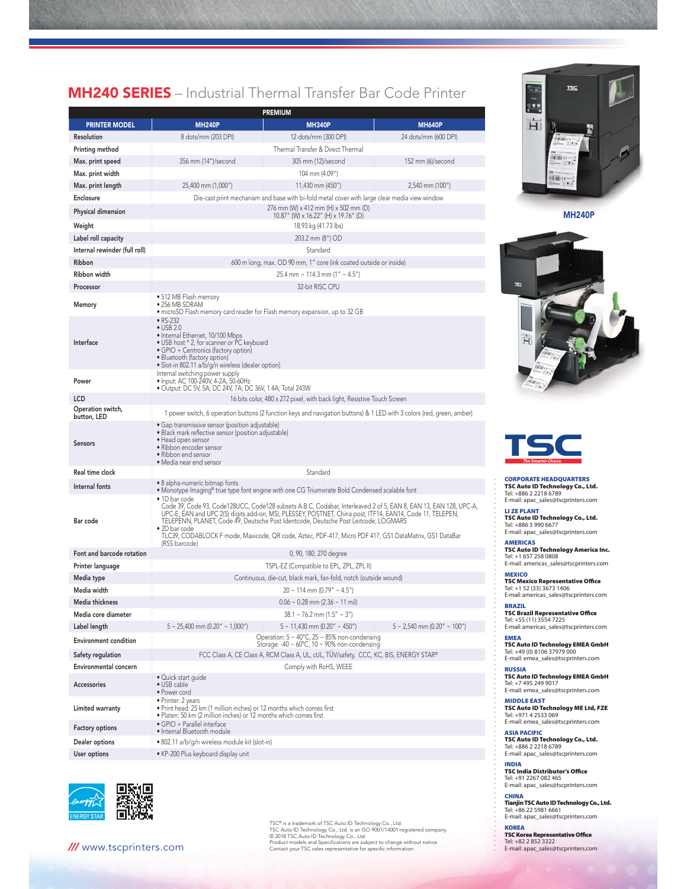# MH240 SERIES – Industrial Thermal Transfer Bar Code Printer

| | PREMIUM | | |
|---|---|---|---|
| **PRINTER MODEL** | **MH240P** | **MH340P** | **MH640P** |
| Resolution | 8 dots/mm (203 DPI) | 12 dots/mm (300 DPI) | 24 dots/mm (600 DPI) |
| Printing method | Thermal Transfer & Direct Thermal | | |
| Max. print speed | 356 mm (14")/second | 305 mm (12)/second | 152 mm (6)/second |
| Max. print width | 104 mm (4.09") | | |
| Max. print length | 25,400 mm (1,000") | 11,430 mm (450") | 2,540 mm (100") |
| Enclosure | Die-cast print mechanism and base with bi-fold metal cover with large clear media view window | | |
| Physical dimension | 276 mm (W) x 412 mm (H) x 502 mm (D)<br>10.87" (W) x 16.22" (H) x 19.76" (D) | | |
| Weight | 18.93 kg (41.73 lbs) | | |
| Label roll capacity | 203.2 mm (8") OD | | |
| Internal rewinder (full roll) | Standard | | |
| Ribbon | 600 m long, max. OD 90 mm, 1" core (ink coated outside or inside) | | |
| Ribbon width | 25.4 mm ~ 114.3 mm (1" ~ 4.5") | | |
| Processor | 32-bit RISC CPU | | |
| Memory | • 512 MB Flash memory<br>• 256 MB SDRAM<br>• microSD Flash memory card reader for Flash memory expansion, up to 32 GB | | |
| Interface | • RS-232<br>• USB 2.0<br>• Internal Ethernet, 10/100 Mbps<br>• USB host * 2, for scanner or PC keyboard<br>• GPIO + Centronics (factory option)<br>• Bluetooth (factory option)<br>• Slot-in 802.11 a/b/g/n wireless (dealer option) | | |
| Power | Internal switching power supply<br>• Input: AC 100-240V, 4-2A, 50-60Hz<br>• Output: DC 5V, 5A; DC 24V, 7A; DC 36V, 1.4A; Total 243W | | |
| LCD | 16 bits color, 480 x 272 pixel, with back light, Resistive Touch Screen | | |
| Operation switch, button, LED | 1 power switch, 6 operation buttons (2 function keys and navigation buttons) & 1 LED with 3 colors (red, green, amber) | | |
| Sensors | • Gap transmissive sensor (position adjustable)<br>• Black mark reflective sensor (position adjustable)<br>• Head open sensor<br>• Ribbon encoder sensor<br>• Ribbon end sensor<br>• Media near end sensor | | |
| Real time clock | Standard | | |
| Internal fonts | • 8 alpha-numeric bitmap fonts<br>• Monotype Imaging® true type font engine with one CG Triumvirate Bold Condensed scalable font | | |
| Bar code | • 1D bar code<br>Code 39, Code 93, Code128UCC, Code128 subsets A.B.C, Codabar, Interleaved 2 of 5, EAN 8, EAN 13, EAN 128, UPC-A, UPC-E, EAN and UPC 2(5) digits add-on, MSI, PLESSEY, POSTNET, China post, ITF14, EAN14, Code 11, TELEPEN, TELEPENN, PLANET, Code 49, Deutsche Post Identcode, Deutsche Post Leitcode, LOGMARS<br>• 2D bar code<br>TLC39, CODABLOCK F mode, Maxicode, QR code, Aztec, PDF-417, Micro PDF 417, GS1 DataMatrix, GS1 DataBar (RSS barcode) | | |
| Font and barcode rotation | 0, 90, 180, 270 degree | | |
| Printer language | TSPL-EZ (Compatible to EPL, ZPL, ZPL II) | | |
| Media type | Continuous, die-cut, black mark, fan-fold, notch (outside wound) | | |
| Media width | 20 ~ 114 mm (0.79" ~ 4.5") | | |
| Media thickness | 0.06 ~ 0.28 mm (2.36 ~ 11 mil) | | |
| Media core diameter | 38.1 ~ 76.2 mm (1.5" ~ 3") | | |
| Label length | 5 ~ 25,400 mm (0.20" ~ 1,000") | 5 ~ 11,430 mm (0.20" ~ 450") | 5 ~ 2,540 mm (0.20" ~ 100") |
| Environment condition | Operation: 5 ~ 40°C, 25 ~ 85% non-condensing<br>Storage: -40 ~ 60°C, 10 ~ 90% non-condensing | | |
| Safety regulation | FCC Class A, CE Class A, RCM Class A, UL, cUL, TÜV/safety, CCC, KC, BIS, ENERGY STAR® | | |
| Environmental concern | Comply with RoHS, WEEE | | |
| Accessories | • Quick start guide<br>• USB cable<br>• Power cord | | |
| Limited warranty | • Printer: 2 years<br>• Print head: 25 km (1 million inches) or 12 months which comes first<br>• Platen: 50 km (2 million inches) or 12 months which comes first | | |
| Factory options | • GPIO + Parallel interface<br>• Internal Bluetooth module | | |
| Dealer options | • 802.11 a/b/g/n wireless module kit (slot-in) | | |
| User options | • KP-200 Plus keyboard display unit | | |

MH240P

TSC
The Smarter Choice.

**CORPORATE HEADQUARTERS**
**TSC Auto ID Technology Co., Ltd.**
Tel: +886 2 2218 6789
E-mail: apac_sales@tscprinters.com

**LI ZE PLANT**
**TSC Auto ID Technology Co., Ltd.**
Tel: +886 3 990 6677
E-mail: apac_sales@tscprinters.com

**AMERICAS**
**TSC Auto ID Technology America Inc.**
Tel: +1 657 258 0808
E-mail: americas_sales@tscprinters.com

**MEXICO**
**TSC Mexico Representative Office**
Tel: +1 52 (33) 3673 1406
E-mail: americas_sales@tscprinters.com

**BRAZIL**
**TSC Brazil Representative Office**
Tel: +55 (11) 3554 7225
E-mail: americas_sales@tscprinters.com

**EMEA**
**TSC Auto ID Technology EMEA GmbH**
Tel: +49 (0) 8106 37979 000
E-mail: emea_sales@tscprinters.com

**RUSSIA**
**TSC Auto ID Technology EMEA GmbH**
Tel: +7 495 249 9017
E-mail: emea_sales@tscprinters.com

**MIDDLE EAST**
**TSC Auto ID Technology ME Ltd, FZE**
Tel: +971 4 2533 069
E-mail: emea_sales@tscprinters.com

**ASIA PACIFIC**
**TSC Auto ID Technology Co., Ltd.**
Tel: +886 2 2218 6789
E-mail: apac_sales@tscprinters.com

**INDIA**
**TSC India Distributor's Office**
Tel: +91 2267 082 465
E-mail: apac_sales@tscprinters.com

**CHINA**
**Tianjin TSC Auto ID Technology Co., Ltd.**
Tel: +86 22 5981 6661
E-mail: apac_sales@tscprinters.com

**KOREA**
**TSC Korea Representative Office**
Tel: +82 2 852 3322
E-mail: apac_sales@tscprinters.com

ENERGY STAR

/// www.tscprinters.com

TSC® is a trademark of TSC Auto ID Technology Co., Ltd.
TSC Auto ID Technology Co., Ltd. is an ISO 9001/14001 registered company.
© 2018 TSC Auto ID Technology Co., Ltd.
Product models and Specifications are subject to change without notice.
Contact your TSC sales representative for specific information.